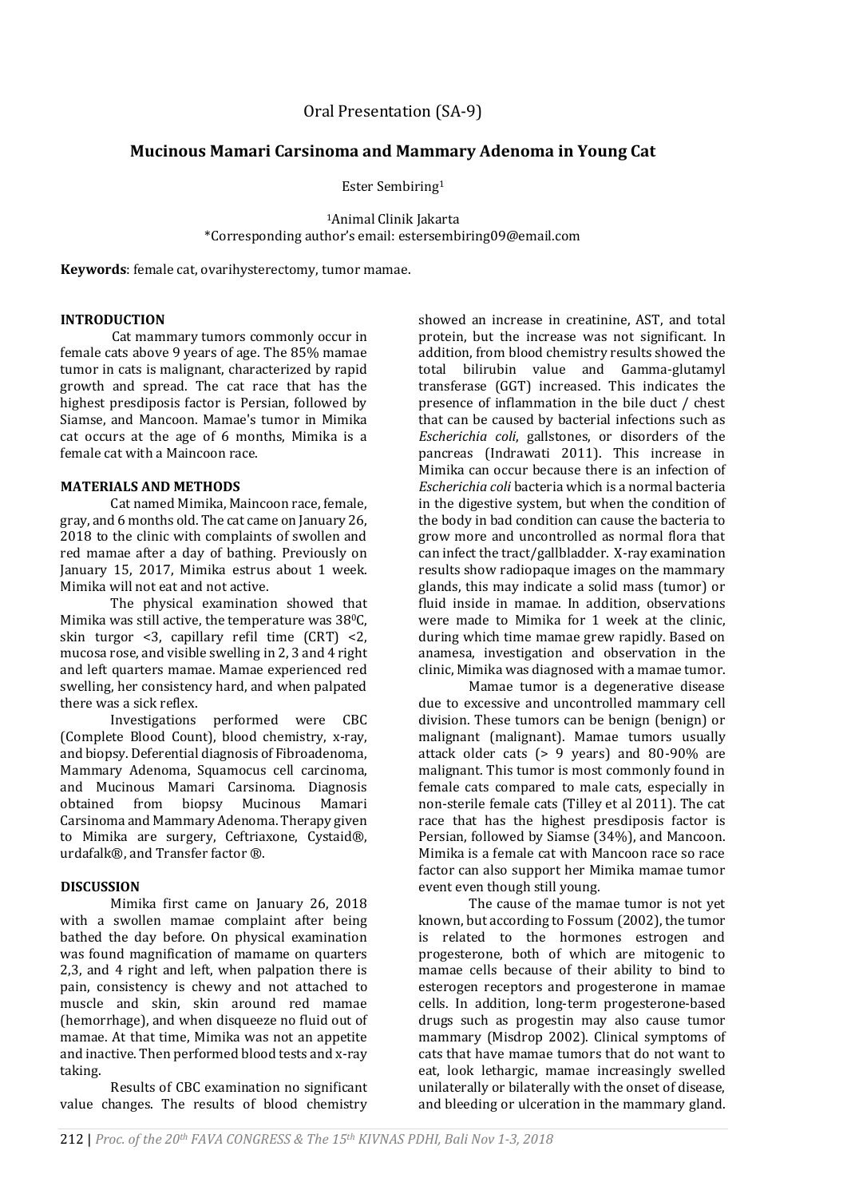Oral Presentation (SA-9)

# Mucinous Mamari Carsinoma and Mammary Adenoma in Young Cat

Ester Sembiring[1]

[1]Animal Clinik Jakarta
*Corresponding author's email: estersembiring09@email.com

**Keywords**: female cat, ovarihysterectomy, tumor mamae.

## INTRODUCTION

Cat mammary tumors commonly occur in female cats above 9 years of age. The 85% mamae tumor in cats is malignant, characterized by rapid growth and spread. The cat race that has the highest presdiposis factor is Persian, followed by Siamse, and Mancoon. Mamae's tumor in Mimika cat occurs at the age of 6 months, Mimika is a female cat with a Maincoon race.

## MATERIALS AND METHODS

Cat named Mimika, Maincoon race, female, gray, and 6 months old. The cat came on January 26, 2018 to the clinic with complaints of swollen and red mamae after a day of bathing. Previously on January 15, 2017, Mimika estrus about 1 week. Mimika will not eat and not active.

The physical examination showed that Mimika was still active, the temperature was 38$^0$C, skin turgor <3, capillary refil time (CRT) <2, mucosa rose, and visible swelling in 2, 3 and 4 right and left quarters mamae. Mamae experienced red swelling, her consistency hard, and when palpated there was a sick reflex.

Investigations performed were CBC (Complete Blood Count), blood chemistry, x-ray, and biopsy. Deferential diagnosis of Fibroadenoma, Mammary Adenoma, Squamocus cell carcinoma, and Mucinous Mamari Carsinoma. Diagnosis obtained from biopsy Mucinous Mamari Carsinoma and Mammary Adenoma. Therapy given to Mimika are surgery, Ceftriaxone, Cystaid®, urdafalk®, and Transfer factor ®.

## DISCUSSION

Mimika first came on January 26, 2018 with a swollen mamae complaint after being bathed the day before. On physical examination was found magnification of mamame on quarters 2,3, and 4 right and left, when palpation there is pain, consistency is chewy and not attached to muscle and skin, skin around red mamae (hemorrhage), and when disqueeze no fluid out of mamae. At that time, Mimika was not an appetite and inactive. Then performed blood tests and x-ray taking.

Results of CBC examination no significant value changes. The results of blood chemistry showed an increase in creatinine, AST, and total protein, but the increase was not significant. In addition, from blood chemistry results showed the total bilirubin value and Gamma-glutamyl transferase (GGT) increased. This indicates the presence of inflammation in the bile duct / chest that can be caused by bacterial infections such as *Escherichia coli*, gallstones, or disorders of the pancreas (Indrawati 2011). This increase in Mimika can occur because there is an infection of *Escherichia coli* bacteria which is a normal bacteria in the digestive system, but when the condition of the body in bad condition can cause the bacteria to grow more and uncontrolled as normal flora that can infect the tract/gallbladder. X-ray examination results show radiopaque images on the mammary glands, this may indicate a solid mass (tumor) or fluid inside in mamae. In addition, observations were made to Mimika for 1 week at the clinic, during which time mamae grew rapidly. Based on anamesa, investigation and observation in the clinic, Mimika was diagnosed with a mamae tumor.

Mamae tumor is a degenerative disease due to excessive and uncontrolled mammary cell division. These tumors can be benign (benign) or malignant (malignant). Mamae tumors usually attack older cats (> 9 years) and 80-90% are malignant. This tumor is most commonly found in female cats compared to male cats, especially in non-sterile female cats (Tilley et al 2011). The cat race that has the highest presdiposis factor is Persian, followed by Siamse (34%), and Mancoon. Mimika is a female cat with Mancoon race so race factor can also support her Mimika mamae tumor event even though still young.

The cause of the mamae tumor is not yet known, but according to Fossum (2002), the tumor is related to the hormones estrogen and progesterone, both of which are mitogenic to mamae cells because of their ability to bind to esterogen receptors and progesterone in mamae cells. In addition, long-term progesterone-based drugs such as progestin may also cause tumor mammary (Misdrop 2002). Clinical symptoms of cats that have mamae tumors that do not want to eat, look lethargic, mamae increasingly swelled unilaterally or bilaterally with the onset of disease, and bleeding or ulceration in the mammary gland.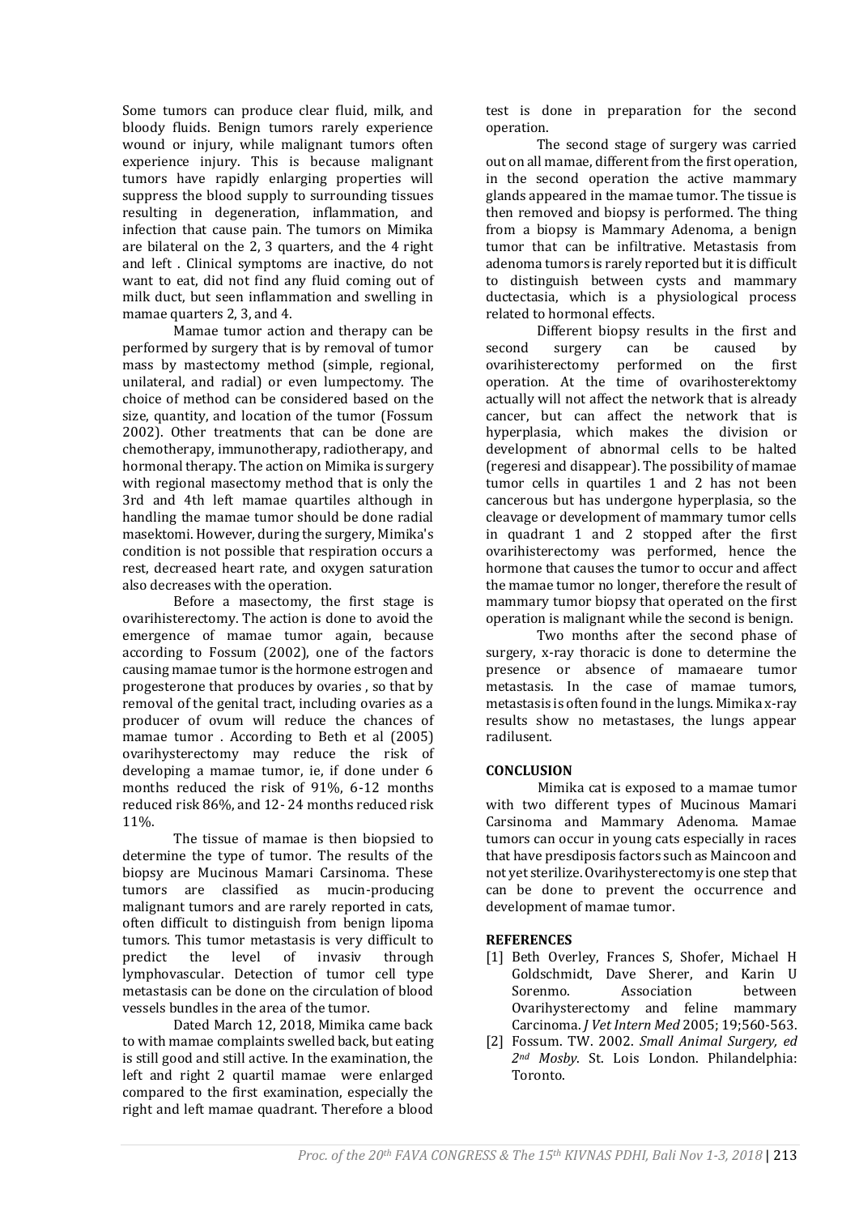Some tumors can produce clear fluid, milk, and bloody fluids. Benign tumors rarely experience wound or injury, while malignant tumors often experience injury. This is because malignant tumors have rapidly enlarging properties will suppress the blood supply to surrounding tissues resulting in degeneration, inflammation, and infection that cause pain. The tumors on Mimika are bilateral on the 2, 3 quarters, and the 4 right and left . Clinical symptoms are inactive, do not want to eat, did not find any fluid coming out of milk duct, but seen inflammation and swelling in mamae quarters 2, 3, and 4.

Mamae tumor action and therapy can be performed by surgery that is by removal of tumor mass by mastectomy method (simple, regional, unilateral, and radial) or even lumpectomy. The choice of method can be considered based on the size, quantity, and location of the tumor (Fossum 2002). Other treatments that can be done are chemotherapy, immunotherapy, radiotherapy, and hormonal therapy. The action on Mimika is surgery with regional masectomy method that is only the 3rd and 4th left mamae quartiles although in handling the mamae tumor should be done radial masektomi. However, during the surgery, Mimika's condition is not possible that respiration occurs a rest, decreased heart rate, and oxygen saturation also decreases with the operation.

Before a masectomy, the first stage is ovarihisterectomy. The action is done to avoid the emergence of mamae tumor again, because according to Fossum (2002), one of the factors causing mamae tumor is the hormone estrogen and progesterone that produces by ovaries , so that by removal of the genital tract, including ovaries as a producer of ovum will reduce the chances of mamae tumor . According to Beth et al (2005) ovarihysterectomy may reduce the risk of developing a mamae tumor, ie, if done under 6 months reduced the risk of 91%, 6-12 months reduced risk 86%, and 12- 24 months reduced risk 11%.

The tissue of mamae is then biopsied to determine the type of tumor. The results of the biopsy are Mucinous Mamari Carsinoma. These tumors are classified as mucin-producing malignant tumors and are rarely reported in cats, often difficult to distinguish from benign lipoma tumors. This tumor metastasis is very difficult to predict the level of invasiv through lymphovascular. Detection of tumor cell type metastasis can be done on the circulation of blood vessels bundles in the area of the tumor.

Dated March 12, 2018, Mimika came back to with mamae complaints swelled back, but eating is still good and still active. In the examination, the left and right 2 quartil mamae were enlarged compared to the first examination, especially the right and left mamae quadrant. Therefore a blood test is done in preparation for the second operation.

The second stage of surgery was carried out on all mamae, different from the first operation, in the second operation the active mammary glands appeared in the mamae tumor. The tissue is then removed and biopsy is performed. The thing from a biopsy is Mammary Adenoma, a benign tumor that can be infiltrative. Metastasis from adenoma tumors is rarely reported but it is difficult to distinguish between cysts and mammary ductectasia, which is a physiological process related to hormonal effects.

Different biopsy results in the first and second surgery can be caused by ovarihisterectomy performed on the first operation. At the time of ovarihosterektomy actually will not affect the network that is already cancer, but can affect the network that is hyperplasia, which makes the division or development of abnormal cells to be halted (regeresi and disappear). The possibility of mamae tumor cells in quartiles 1 and 2 has not been cancerous but has undergone hyperplasia, so the cleavage or development of mammary tumor cells in quadrant 1 and 2 stopped after the first ovarihisterectomy was performed, hence the hormone that causes the tumor to occur and affect the mamae tumor no longer, therefore the result of mammary tumor biopsy that operated on the first operation is malignant while the second is benign.

Two months after the second phase of surgery, x-ray thoracic is done to determine the presence or absence of mamaeare tumor metastasis. In the case of mamae tumors, metastasis is often found in the lungs. Mimika x-ray results show no metastases, the lungs appear radilusent.

**CONCLUSION**

Mimika cat is exposed to a mamae tumor with two different types of Mucinous Mamari Carsinoma and Mammary Adenoma. Mamae tumors can occur in young cats especially in races that have presdiposis factors such as Maincoon and not yet sterilize. Ovarihysterectomy is one step that can be done to prevent the occurrence and development of mamae tumor.

**REFERENCES**

[1] Beth Overley, Frances S, Shofer, Michael H Goldschmidt, Dave Sherer, and Karin U Sorenmo. Association between Ovarihysterectomy and feline mammary Carcinoma. *J Vet Intern Med* 2005; 19;560-563.

[2] Fossum. TW. 2002. *Small Animal Surgery, ed 2nd Mosby*. St. Lois London. Philandelphia: Toronto.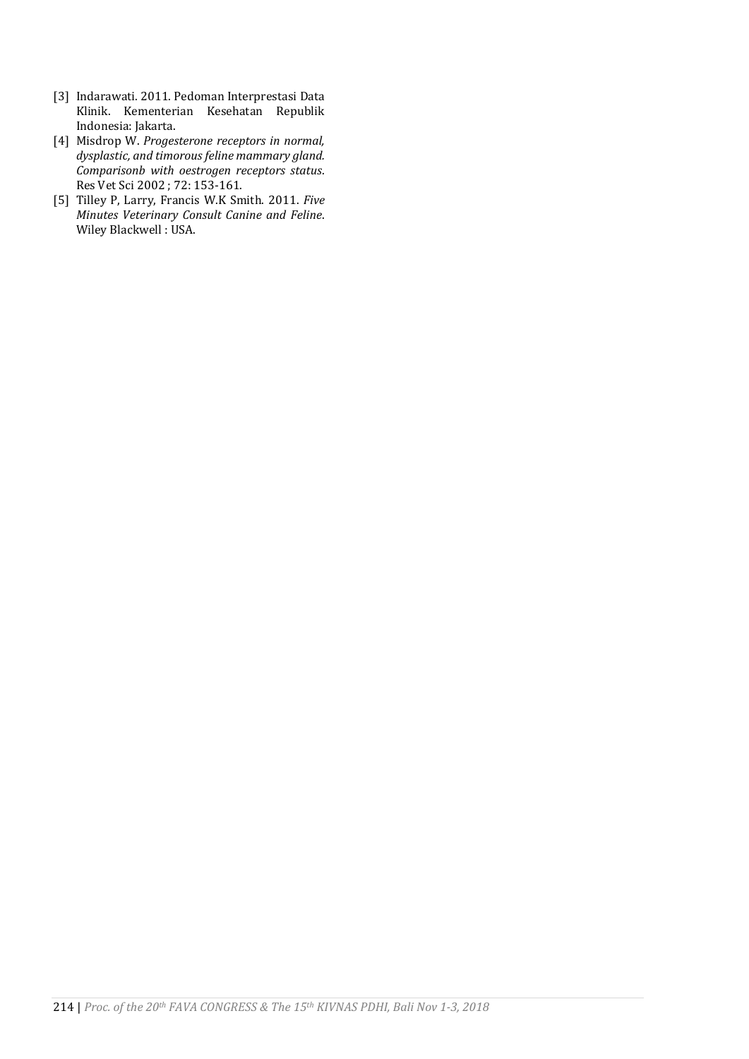[3] Indarawati. 2011. Pedoman Interprestasi Data Klinik. Kementerian Kesehatan Republik Indonesia: Jakarta.

[4] Misdrop W. *Progesterone receptors in normal, dysplastic, and timorous feline mammary gland. Comparisonb with oestrogen receptors status*. Res Vet Sci 2002 ; 72: 153-161.

[5] Tilley P, Larry, Francis W.K Smith. 2011. *Five Minutes Veterinary Consult Canine and Feline*. Wiley Blackwell : USA.